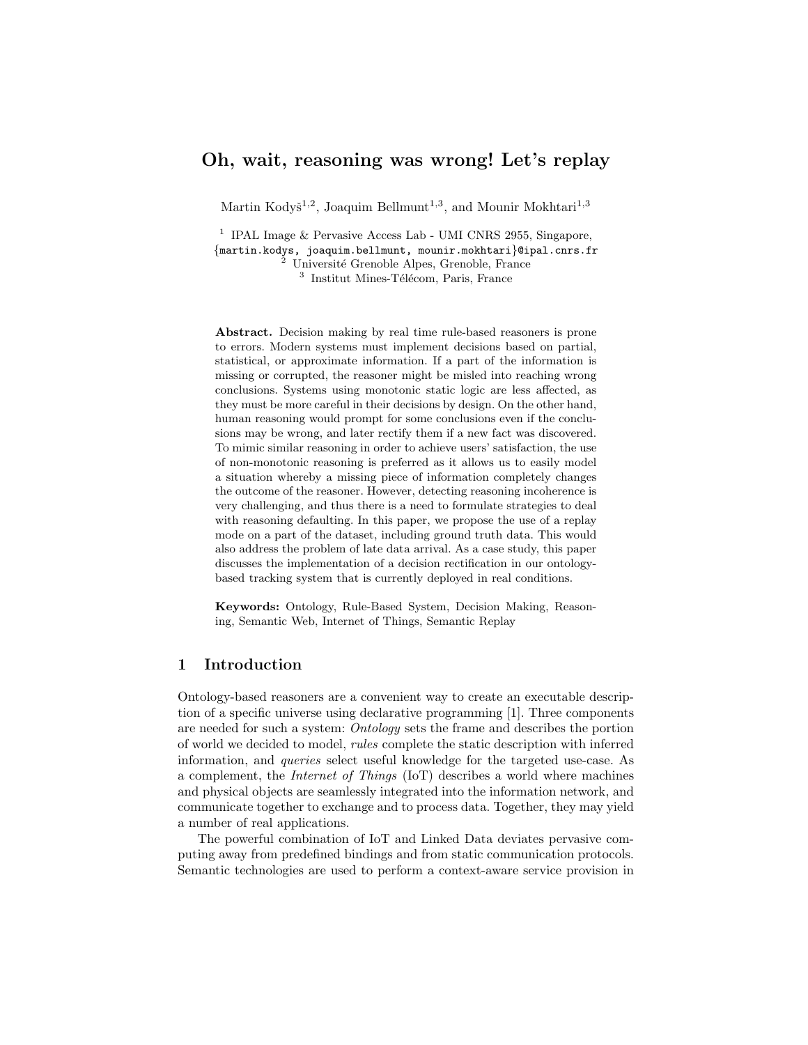# Oh, wait, reasoning was wrong! Let's replay

Martin Kodyš[1,2], Joaquim Bellmunt[1,3], and Mounir Mokhtari[1,3]

[1] IPAL Image & Pervasive Access Lab - UMI CNRS 2955, Singapore, {martin.kodys, joaquim.bellmunt, mounir.mokhtari}@ipal.cnrs.fr
[2] Université Grenoble Alpes, Grenoble, France
[3] Institut Mines-Télécom, Paris, France

**Abstract.** Decision making by real time rule-based reasoners is prone to errors. Modern systems must implement decisions based on partial, statistical, or approximate information. If a part of the information is missing or corrupted, the reasoner might be misled into reaching wrong conclusions. Systems using monotonic static logic are less affected, as they must be more careful in their decisions by design. On the other hand, human reasoning would prompt for some conclusions even if the conclusions may be wrong, and later rectify them if a new fact was discovered. To mimic similar reasoning in order to achieve users' satisfaction, the use of non-monotonic reasoning is preferred as it allows us to easily model a situation whereby a missing piece of information completely changes the outcome of the reasoner. However, detecting reasoning incoherence is very challenging, and thus there is a need to formulate strategies to deal with reasoning defaulting. In this paper, we propose the use of a replay mode on a part of the dataset, including ground truth data. This would also address the problem of late data arrival. As a case study, this paper discusses the implementation of a decision rectification in our ontology-based tracking system that is currently deployed in real conditions.

**Keywords:** Ontology, Rule-Based System, Decision Making, Reasoning, Semantic Web, Internet of Things, Semantic Replay

## 1 Introduction

Ontology-based reasoners are a convenient way to create an executable description of a specific universe using declarative programming [1]. Three components are needed for such a system: *Ontology* sets the frame and describes the portion of world we decided to model, *rules* complete the static description with inferred information, and *queries* select useful knowledge for the targeted use-case. As a complement, the *Internet of Things* (IoT) describes a world where machines and physical objects are seamlessly integrated into the information network, and communicate together to exchange and to process data. Together, they may yield a number of real applications.

The powerful combination of IoT and Linked Data deviates pervasive computing away from predefined bindings and from static communication protocols. Semantic technologies are used to perform a context-aware service provision in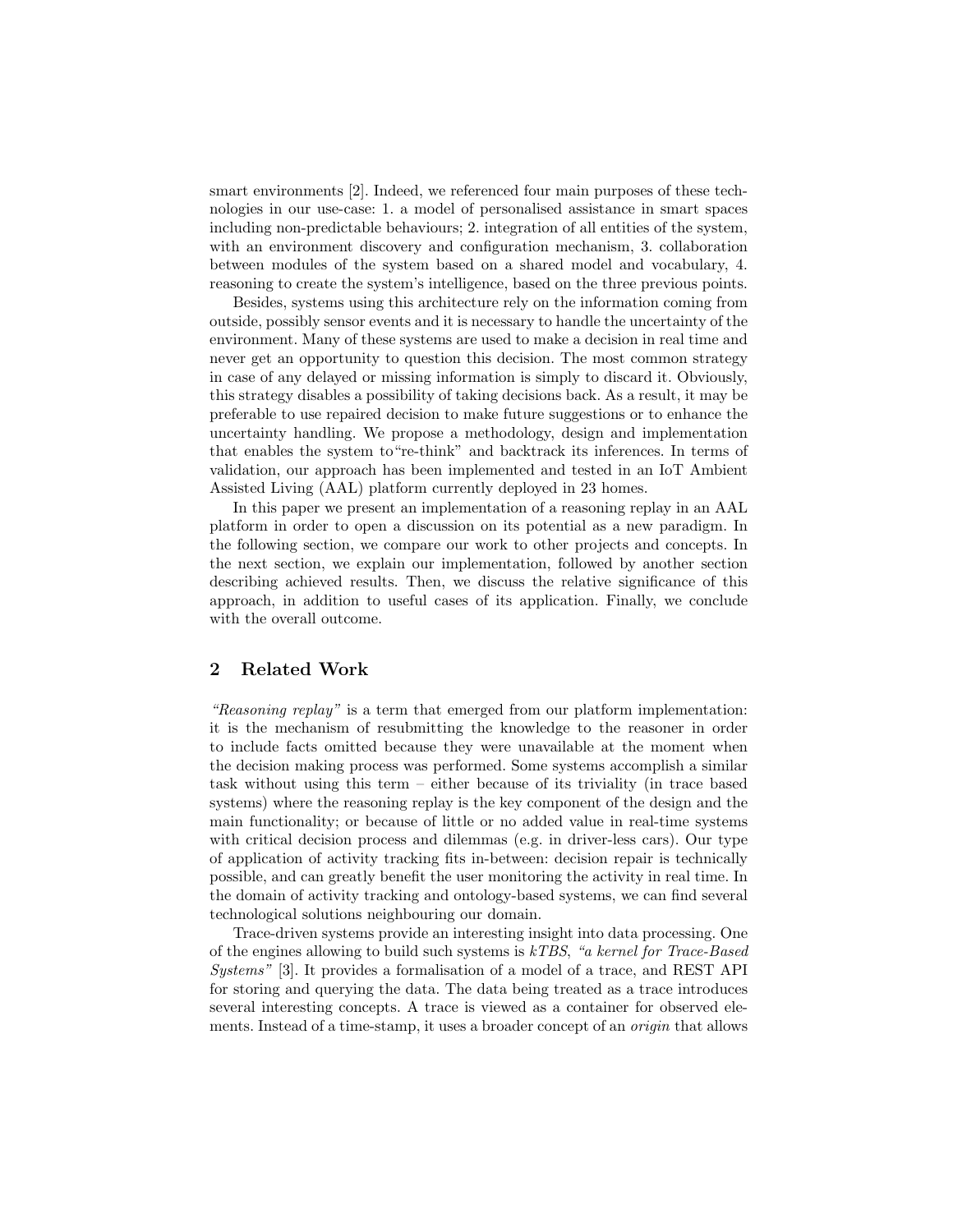smart environments [2]. Indeed, we referenced four main purposes of these technologies in our use-case: 1. a model of personalised assistance in smart spaces including non-predictable behaviours; 2. integration of all entities of the system, with an environment discovery and configuration mechanism, 3. collaboration between modules of the system based on a shared model and vocabulary, 4. reasoning to create the system's intelligence, based on the three previous points.

Besides, systems using this architecture rely on the information coming from outside, possibly sensor events and it is necessary to handle the uncertainty of the environment. Many of these systems are used to make a decision in real time and never get an opportunity to question this decision. The most common strategy in case of any delayed or missing information is simply to discard it. Obviously, this strategy disables a possibility of taking decisions back. As a result, it may be preferable to use repaired decision to make future suggestions or to enhance the uncertainty handling. We propose a methodology, design and implementation that enables the system to"re-think" and backtrack its inferences. In terms of validation, our approach has been implemented and tested in an IoT Ambient Assisted Living (AAL) platform currently deployed in 23 homes.

In this paper we present an implementation of a reasoning replay in an AAL platform in order to open a discussion on its potential as a new paradigm. In the following section, we compare our work to other projects and concepts. In the next section, we explain our implementation, followed by another section describing achieved results. Then, we discuss the relative significance of this approach, in addition to useful cases of its application. Finally, we conclude with the overall outcome.

## 2 Related Work

*"Reasoning replay"* is a term that emerged from our platform implementation: it is the mechanism of resubmitting the knowledge to the reasoner in order to include facts omitted because they were unavailable at the moment when the decision making process was performed. Some systems accomplish a similar task without using this term – either because of its triviality (in trace based systems) where the reasoning replay is the key component of the design and the main functionality; or because of little or no added value in real-time systems with critical decision process and dilemmas (e.g. in driver-less cars). Our type of application of activity tracking fits in-between: decision repair is technically possible, and can greatly benefit the user monitoring the activity in real time. In the domain of activity tracking and ontology-based systems, we can find several technological solutions neighbouring our domain.

Trace-driven systems provide an interesting insight into data processing. One of the engines allowing to build such systems is *kTBS*, *"a kernel for Trace-Based Systems"* [3]. It provides a formalisation of a model of a trace, and REST API for storing and querying the data. The data being treated as a trace introduces several interesting concepts. A trace is viewed as a container for observed elements. Instead of a time-stamp, it uses a broader concept of an *origin* that allows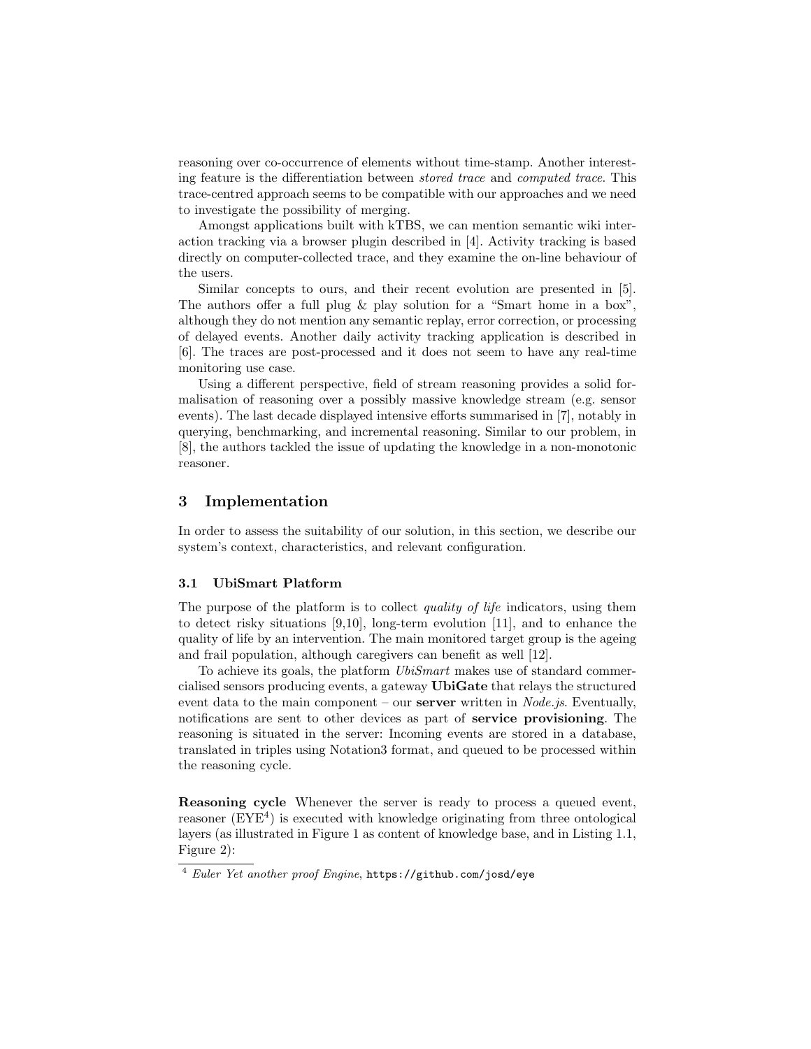reasoning over co-occurrence of elements without time-stamp. Another interesting feature is the differentiation between *stored trace* and *computed trace*. This trace-centred approach seems to be compatible with our approaches and we need to investigate the possibility of merging.

Amongst applications built with kTBS, we can mention semantic wiki interaction tracking via a browser plugin described in [4]. Activity tracking is based directly on computer-collected trace, and they examine the on-line behaviour of the users.

Similar concepts to ours, and their recent evolution are presented in [5]. The authors offer a full plug & play solution for a "Smart home in a box", although they do not mention any semantic replay, error correction, or processing of delayed events. Another daily activity tracking application is described in [6]. The traces are post-processed and it does not seem to have any real-time monitoring use case.

Using a different perspective, field of stream reasoning provides a solid formalisation of reasoning over a possibly massive knowledge stream (e.g. sensor events). The last decade displayed intensive efforts summarised in [7], notably in querying, benchmarking, and incremental reasoning. Similar to our problem, in [8], the authors tackled the issue of updating the knowledge in a non-monotonic reasoner.

## 3 Implementation

In order to assess the suitability of our solution, in this section, we describe our system's context, characteristics, and relevant configuration.

### 3.1 UbiSmart Platform

The purpose of the platform is to collect *quality of life* indicators, using them to detect risky situations [9,10], long-term evolution [11], and to enhance the quality of life by an intervention. The main monitored target group is the ageing and frail population, although caregivers can benefit as well [12].

To achieve its goals, the platform *UbiSmart* makes use of standard commercialised sensors producing events, a gateway **UbiGate** that relays the structured event data to the main component – our **server** written in *Node.js*. Eventually, notifications are sent to other devices as part of **service provisioning**. The reasoning is situated in the server: Incoming events are stored in a database, translated in triples using Notation3 format, and queued to be processed within the reasoning cycle.

**Reasoning cycle** Whenever the server is ready to process a queued event, reasoner (EYE[4]) is executed with knowledge originating from three ontological layers (as illustrated in Figure 1 as content of knowledge base, and in Listing 1.1, Figure 2):

[4] *Euler Yet another proof Engine*, https://github.com/josd/eye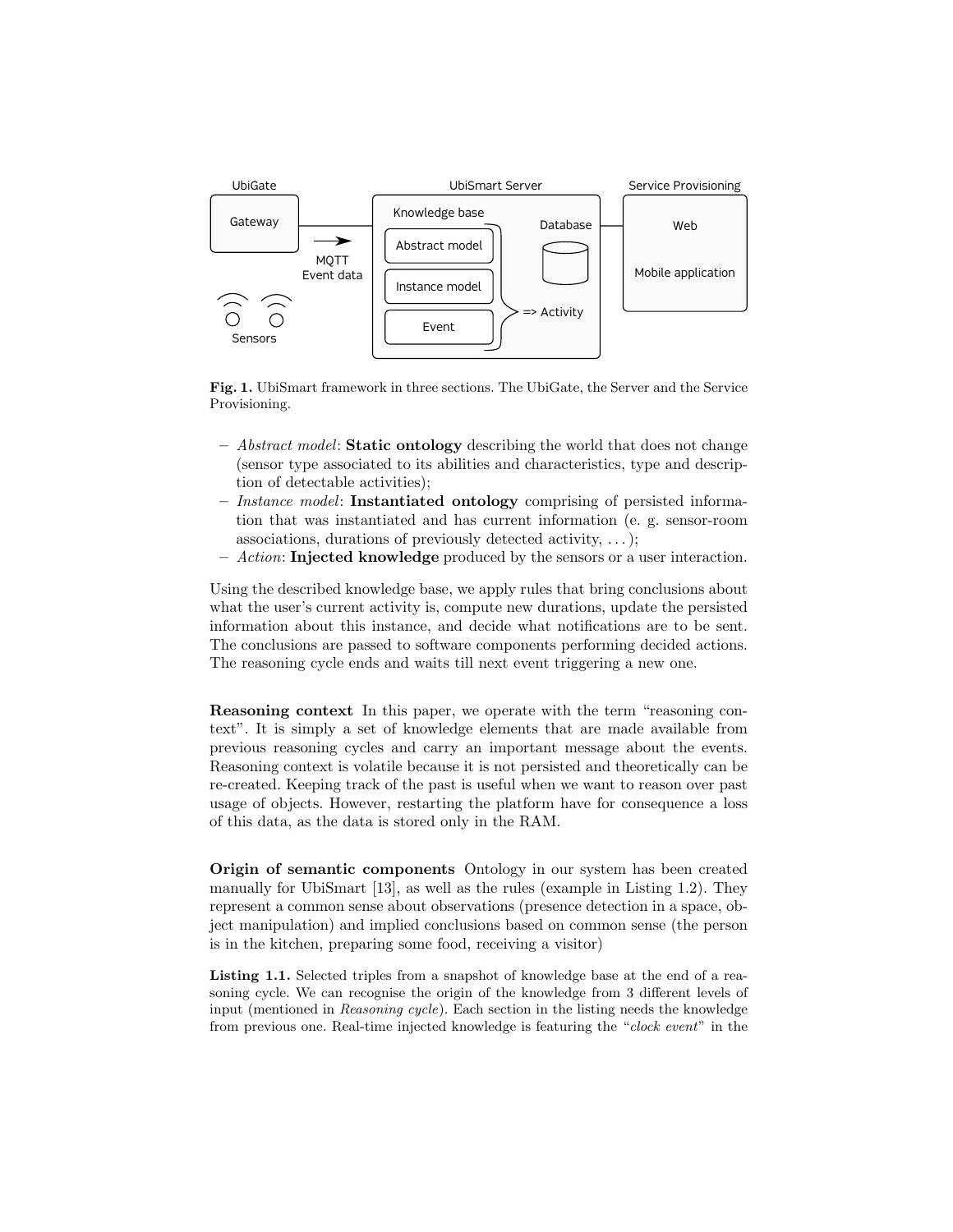**Fig. 1.** UbiSmart framework in three sections. The UbiGate, the Server and the Service Provisioning.

- *Abstract model*: **Static ontology** describing the world that does not change (sensor type associated to its abilities and characteristics, type and description of detectable activities);
- *Instance model*: **Instantiated ontology** comprising of persisted information that was instantiated and has current information (e. g. sensor-room associations, durations of previously detected activity, . . . );
- *Action*: **Injected knowledge** produced by the sensors or a user interaction.

Using the described knowledge base, we apply rules that bring conclusions about what the user's current activity is, compute new durations, update the persisted information about this instance, and decide what notifications are to be sent. The conclusions are passed to software components performing decided actions. The reasoning cycle ends and waits till next event triggering a new one.

**Reasoning context** In this paper, we operate with the term "reasoning context". It is simply a set of knowledge elements that are made available from previous reasoning cycles and carry an important message about the events. Reasoning context is volatile because it is not persisted and theoretically can be re-created. Keeping track of the past is useful when we want to reason over past usage of objects. However, restarting the platform have for consequence a loss of this data, as the data is stored only in the RAM.

**Origin of semantic components** Ontology in our system has been created manually for UbiSmart [13], as well as the rules (example in Listing 1.2). They represent a common sense about observations (presence detection in a space, object manipulation) and implied conclusions based on common sense (the person is in the kitchen, preparing some food, receiving a visitor)

**Listing 1.1.** Selected triples from a snapshot of knowledge base at the end of a reasoning cycle. We can recognise the origin of the knowledge from 3 different levels of input (mentioned in *Reasoning cycle*). Each section in the listing needs the knowledge from previous one. Real-time injected knowledge is featuring the "*clock event*" in the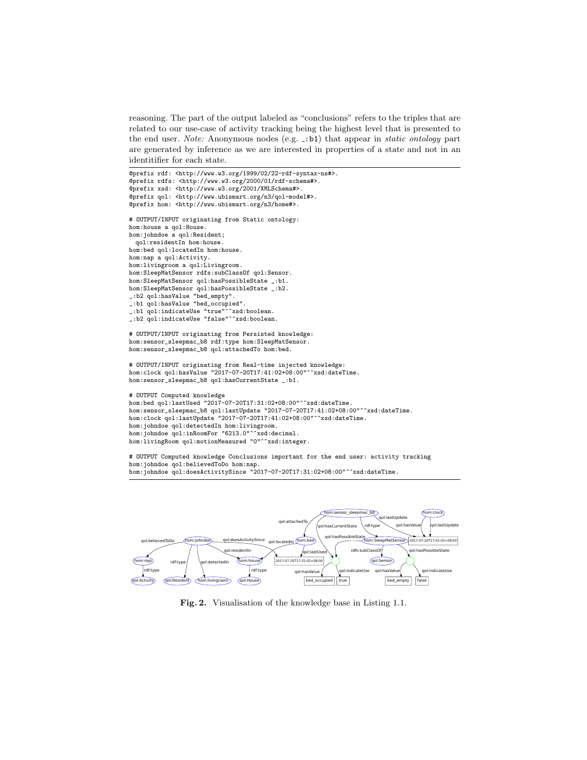reasoning. The part of the output labeled as "conclusions" refers to the triples that are related to our use-case of activity tracking being the highest level that is presented to the end user. *Note:* Anonymous nodes (e.g. _:b1) that appear in *static ontology* part are generated by inference as we are interested in properties of a state and not in an identitifier for each state.

```
@prefix rdf: <http://www.w3.org/1999/02/22-rdf-syntax-ns#>.
@prefix rdfs: <http://www.w3.org/2000/01/rdf-schema#>.
@prefix xsd: <http://www.w3.org/2001/XMLSchema#>.
@prefix qol: <http://www.ubismart.org/n3/qol-model#>.
@prefix hom: <http://www.ubismart.org/n3/home#>.

# OUTPUT/INPUT originating from Static ontology:
hom:house a qol:House.
hom:johndoe a qol:Resident;
  qol:residentIn hom:house.
hom:bed qol:locatedIn hom:house.
hom:nap a qol:Activity.
hom:livingroom a qol:Livingroom.
hom:SleepMatSensor rdfs:subClassOf qol:Sensor.
hom:SleepMatSensor qol:hasPossibleState _:b1.
hom:SleepMatSensor qol:hasPossibleState _:b2.
_:b2 qol:hasValue "bed_empty".
_:b1 qol:hasValue "bed_occupied".
_:b1 qol:indicateUse "true"^^xsd:boolean.
_:b2 qol:indicateUse "false"^^xsd:boolean.

# OUTPUT/INPUT originating from Persisted knowledge:
hom:sensor_sleepmac_b8 rdf:type hom:SleepMatSensor.
hom:sensor_sleepmac_b8 qol:attachedTo hom:bed.

# OUTPUT/INPUT originating from Real-time injected knowledge:
hom:clock qol:hasValue "2017-07-20T17:41:02+08:00"^^xsd:dateTime.
hom:sensor_sleepmac_b8 qol:hasCurrentState _:b1.

# OUTPUT Computed knowledge
hom:bed qol:lastUsed "2017-07-20T17:31:02+08:00"^^xsd:dateTime.
hom:sensor_sleepmac_b8 qol:lastUpdate "2017-07-20T17:41:02+08:00"^^xsd:dateTime.
hom:clock qol:lastUpdate "2017-07-20T17:41:02+08:00"^^xsd:dateTime.
hom:johndoe qol:detectedIn hom:livingroom.
hom:johndoe qol:inRoomFor "6213.0"^^xsd:decimal.
hom:livingRoom qol:motionMeasured "0"^^xsd:integer.

# OUTPUT Computed knowledge Conclusions important for the end user: activity tracking
hom:johndoe qol:believedToDo hom:nap.
hom:johndoe qol:doesActivitySince "2017-07-20T17:31:02+08:00"^^xsd:dateTime.
```

**Fig. 2.** Visualisation of the knowledge base in Listing 1.1.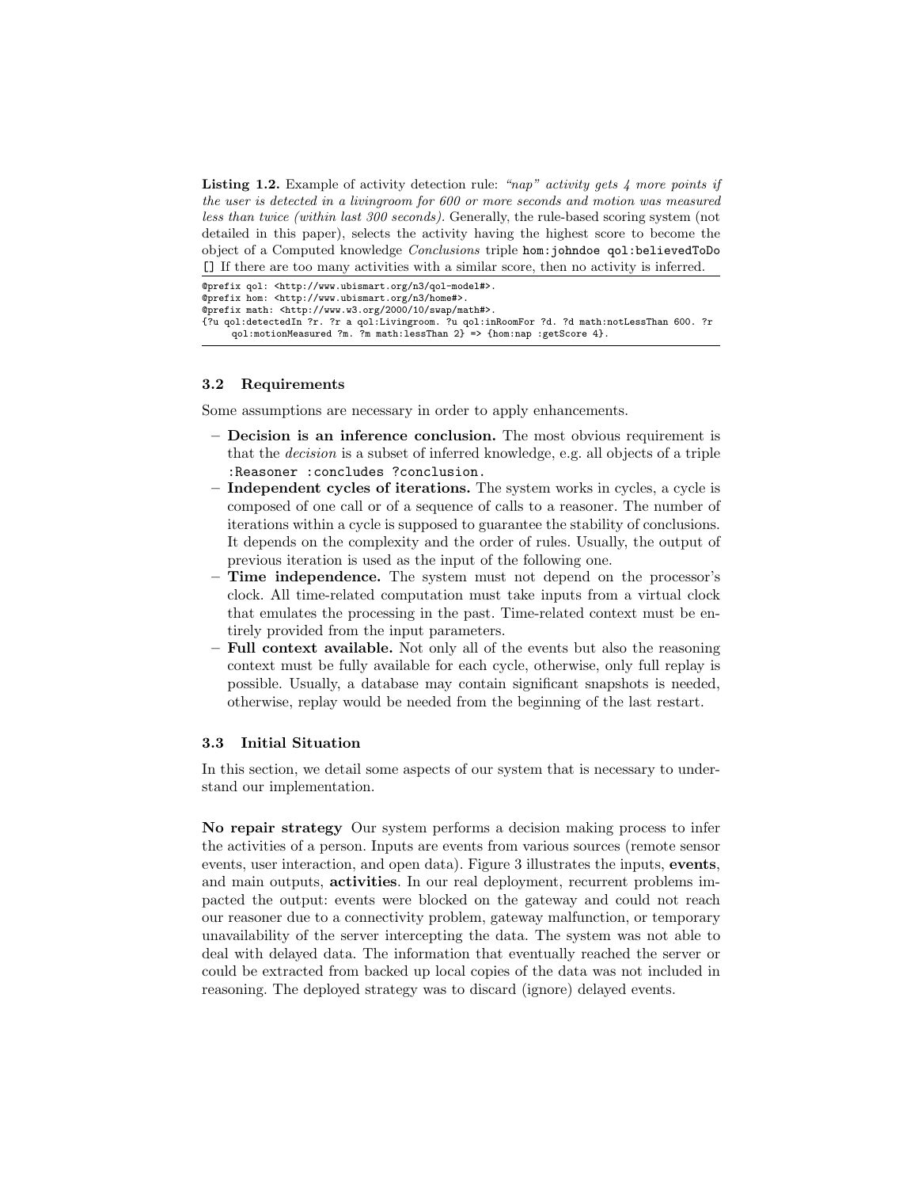**Listing 1.2.** Example of activity detection rule: *"nap" activity gets 4 more points if the user is detected in a livingroom for 600 or more seconds and motion was measured less than twice (within last 300 seconds).* Generally, the rule-based scoring system (not detailed in this paper), selects the activity having the highest score to become the object of a Computed knowledge *Conclusions* triple `hom:johndoe qol:believedToDo []` If there are too many activities with a similar score, then no activity is inferred.

```
@prefix qol: <http://www.ubismart.org/n3/qol-model#>.
@prefix hom: <http://www.ubismart.org/n3/home#>.
@prefix math: <http://www.w3.org/2000/10/swap/math#>.
{?u qol:detectedIn ?r. ?r a qol:Livingroom. ?u qol:inRoomFor ?d. ?d math:notLessThan 600. ?r
     qol:motionMeasured ?m. ?m math:lessThan 2} => {hom:nap :getScore 4}.
```

### 3.2 Requirements

Some assumptions are necessary in order to apply enhancements.

- **Decision is an inference conclusion.** The most obvious requirement is that the *decision* is a subset of inferred knowledge, e.g. all objects of a triple `:Reasoner :concludes ?conclusion.`
- **Independent cycles of iterations.** The system works in cycles, a cycle is composed of one call or of a sequence of calls to a reasoner. The number of iterations within a cycle is supposed to guarantee the stability of conclusions. It depends on the complexity and the order of rules. Usually, the output of previous iteration is used as the input of the following one.
- **Time independence.** The system must not depend on the processor's clock. All time-related computation must take inputs from a virtual clock that emulates the processing in the past. Time-related context must be entirely provided from the input parameters.
- **Full context available.** Not only all of the events but also the reasoning context must be fully available for each cycle, otherwise, only full replay is possible. Usually, a database may contain significant snapshots is needed, otherwise, replay would be needed from the beginning of the last restart.

### 3.3 Initial Situation

In this section, we detail some aspects of our system that is necessary to understand our implementation.

**No repair strategy** Our system performs a decision making process to infer the activities of a person. Inputs are events from various sources (remote sensor events, user interaction, and open data). Figure 3 illustrates the inputs, **events**, and main outputs, **activities**. In our real deployment, recurrent problems impacted the output: events were blocked on the gateway and could not reach our reasoner due to a connectivity problem, gateway malfunction, or temporary unavailability of the server intercepting the data. The system was not able to deal with delayed data. The information that eventually reached the server or could be extracted from backed up local copies of the data was not included in reasoning. The deployed strategy was to discard (ignore) delayed events.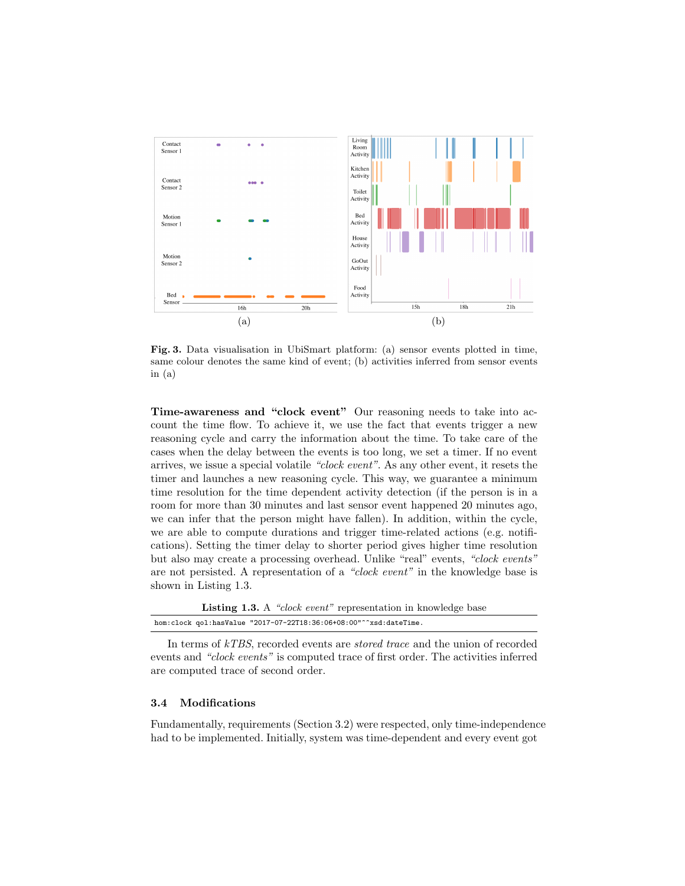Fig. 3. Data visualisation in UbiSmart platform: (a) sensor events plotted in time, same colour denotes the same kind of event; (b) activities inferred from sensor events in (a)

**Time-awareness and "clock event"** Our reasoning needs to take into account the time flow. To achieve it, we use the fact that events trigger a new reasoning cycle and carry the information about the time. To take care of the cases when the delay between the events is too long, we set a timer. If no event arrives, we issue a special volatile *"clock event"*. As any other event, it resets the timer and launches a new reasoning cycle. This way, we guarantee a minimum time resolution for the time dependent activity detection (if the person is in a room for more than 30 minutes and last sensor event happened 20 minutes ago, we can infer that the person might have fallen). In addition, within the cycle, we are able to compute durations and trigger time-related actions (e.g. notifications). Setting the timer delay to shorter period gives higher time resolution but also may create a processing overhead. Unlike "real" events, *"clock events"* are not persisted. A representation of a *"clock event"* in the knowledge base is shown in Listing 1.3.

**Listing 1.3.** A *"clock event"* representation in knowledge base

```
hom:clock qol:hasValue "2017-07-22T18:36:06+08:00"^^xsd:dateTime.
```

In terms of *kTBS*, recorded events are *stored trace* and the union of recorded events and *"clock events"* is computed trace of first order. The activities inferred are computed trace of second order.

### 3.4 Modifications

Fundamentally, requirements (Section 3.2) were respected, only time-independence had to be implemented. Initially, system was time-dependent and every event got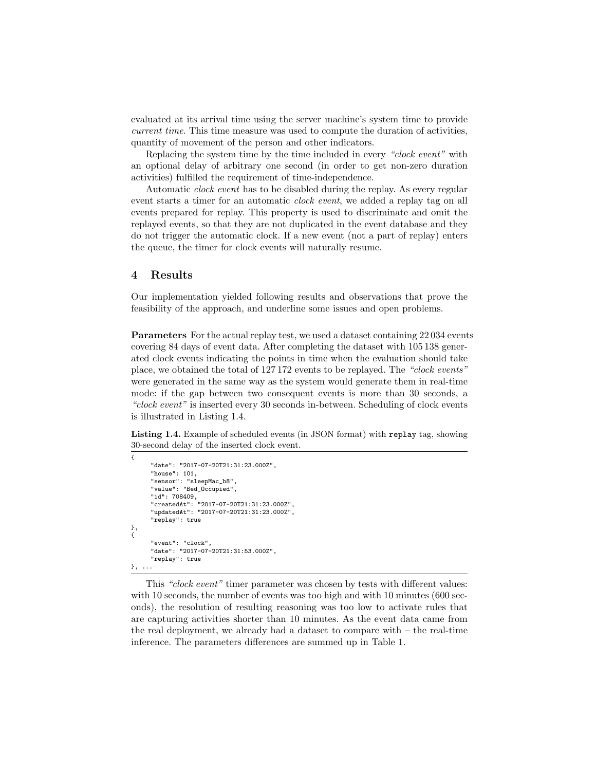evaluated at its arrival time using the server machine's system time to provide *current time*. This time measure was used to compute the duration of activities, quantity of movement of the person and other indicators.

Replacing the system time by the time included in every *"clock event"* with an optional delay of arbitrary one second (in order to get non-zero duration activities) fulfilled the requirement of time-independence.

Automatic *clock event* has to be disabled during the replay. As every regular event starts a timer for an automatic *clock event*, we added a replay tag on all events prepared for replay. This property is used to discriminate and omit the replayed events, so that they are not duplicated in the event database and they do not trigger the automatic clock. If a new event (not a part of replay) enters the queue, the timer for clock events will naturally resume.

## 4 Results

Our implementation yielded following results and observations that prove the feasibility of the approach, and underline some issues and open problems.

**Parameters** For the actual replay test, we used a dataset containing 22 034 events covering 84 days of event data. After completing the dataset with 105 138 generated clock events indicating the points in time when the evaluation should take place, we obtained the total of 127 172 events to be replayed. The *"clock events"* were generated in the same way as the system would generate them in real-time mode: if the gap between two consequent events is more than 30 seconds, a *"clock event"* is inserted every 30 seconds in-between. Scheduling of clock events is illustrated in Listing 1.4.

**Listing 1.4.** Example of scheduled events (in JSON format) with `replay` tag, showing 30-second delay of the inserted clock event.

```
{
      "date": "2017-07-20T21:31:23.000Z",
      "house": 101,
      "sensor": "sleepMac_b8",
      "value": "Bed_Occupied",
      "id": 708409,
      "createdAt": "2017-07-20T21:31:23.000Z",
      "updatedAt": "2017-07-20T21:31:23.000Z",
      "replay": true
},
{
      "event": "clock",
      "date": "2017-07-20T21:31:53.000Z",
      "replay": true
}, ...
```

This *"clock event"* timer parameter was chosen by tests with different values: with 10 seconds, the number of events was too high and with 10 minutes (600 seconds), the resolution of resulting reasoning was too low to activate rules that are capturing activities shorter than 10 minutes. As the event data came from the real deployment, we already had a dataset to compare with – the real-time inference. The parameters differences are summed up in Table 1.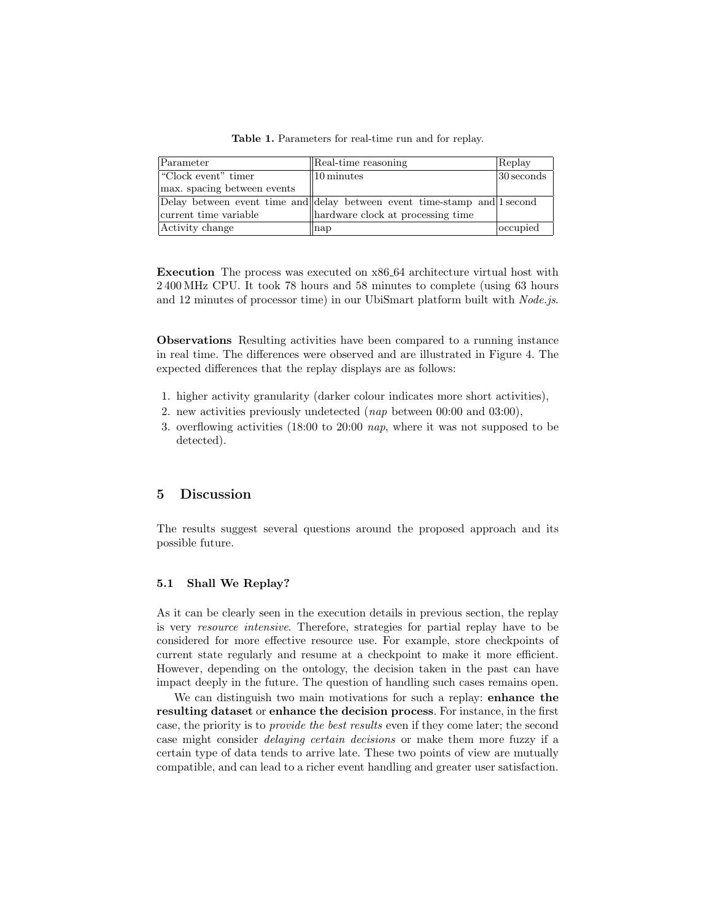**Table 1.** Parameters for real-time run and for replay.

| Parameter | Real-time reasoning | Replay |
|---|---|---|
| "Clock event" timer max. spacing between events | 10 minutes | 30 seconds |
| Delay between event time and current time variable | delay between event time-stamp and hardware clock at processing time | 1 second |
| Activity change | nap | occupied |

**Execution** The process was executed on x86_64 architecture virtual host with 2 400 MHz CPU. It took 78 hours and 58 minutes to complete (using 63 hours and 12 minutes of processor time) in our UbiSmart platform built with *Node.js*.

**Observations** Resulting activities have been compared to a running instance in real time. The differences were observed and are illustrated in Figure 4. The expected differences that the replay displays are as follows:

1. higher activity granularity (darker colour indicates more short activities),
2. new activities previously undetected (*nap* between 00:00 and 03:00),
3. overflowing activities (18:00 to 20:00 *nap*, where it was not supposed to be detected).

## 5 Discussion

The results suggest several questions around the proposed approach and its possible future.

### 5.1 Shall We Replay?

As it can be clearly seen in the execution details in previous section, the replay is very *resource intensive*. Therefore, strategies for partial replay have to be considered for more effective resource use. For example, store checkpoints of current state regularly and resume at a checkpoint to make it more efficient. However, depending on the ontology, the decision taken in the past can have impact deeply in the future. The question of handling such cases remains open.

We can distinguish two main motivations for such a replay: **enhance the resulting dataset** or **enhance the decision process**. For instance, in the first case, the priority is to *provide the best results* even if they come later; the second case might consider *delaying certain decisions* or make them more fuzzy if a certain type of data tends to arrive late. These two points of view are mutually compatible, and can lead to a richer event handling and greater user satisfaction.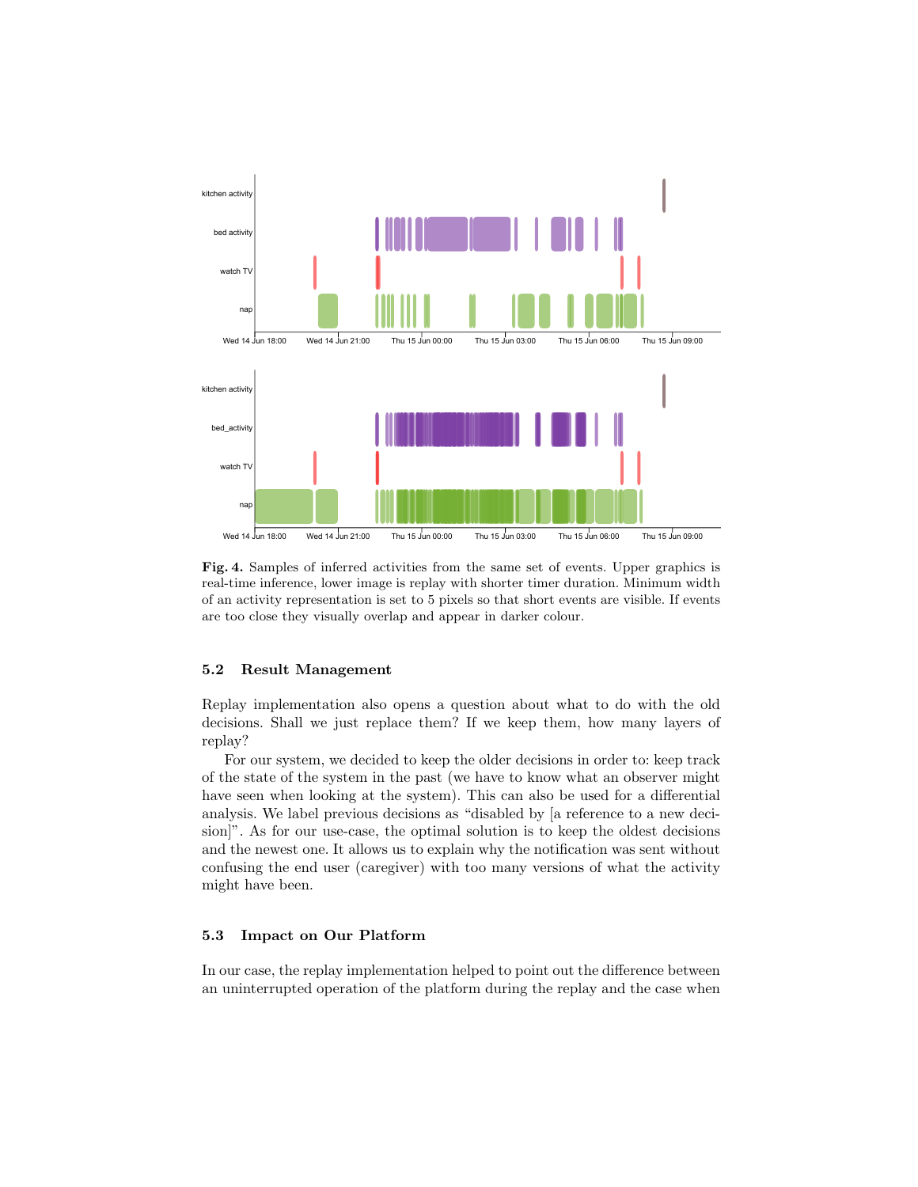**Fig. 4.** Samples of inferred activities from the same set of events. Upper graphics is real-time inference, lower image is replay with shorter timer duration. Minimum width of an activity representation is set to 5 pixels so that short events are visible. If events are too close they visually overlap and appear in darker colour.

### 5.2 Result Management

Replay implementation also opens a question about what to do with the old decisions. Shall we just replace them? If we keep them, how many layers of replay?

For our system, we decided to keep the older decisions in order to: keep track of the state of the system in the past (we have to know what an observer might have seen when looking at the system). This can also be used for a differential analysis. We label previous decisions as "disabled by [a reference to a new decision]". As for our use-case, the optimal solution is to keep the oldest decisions and the newest one. It allows us to explain why the notification was sent without confusing the end user (caregiver) with too many versions of what the activity might have been.

### 5.3 Impact on Our Platform

In our case, the replay implementation helped to point out the difference between an uninterrupted operation of the platform during the replay and the case when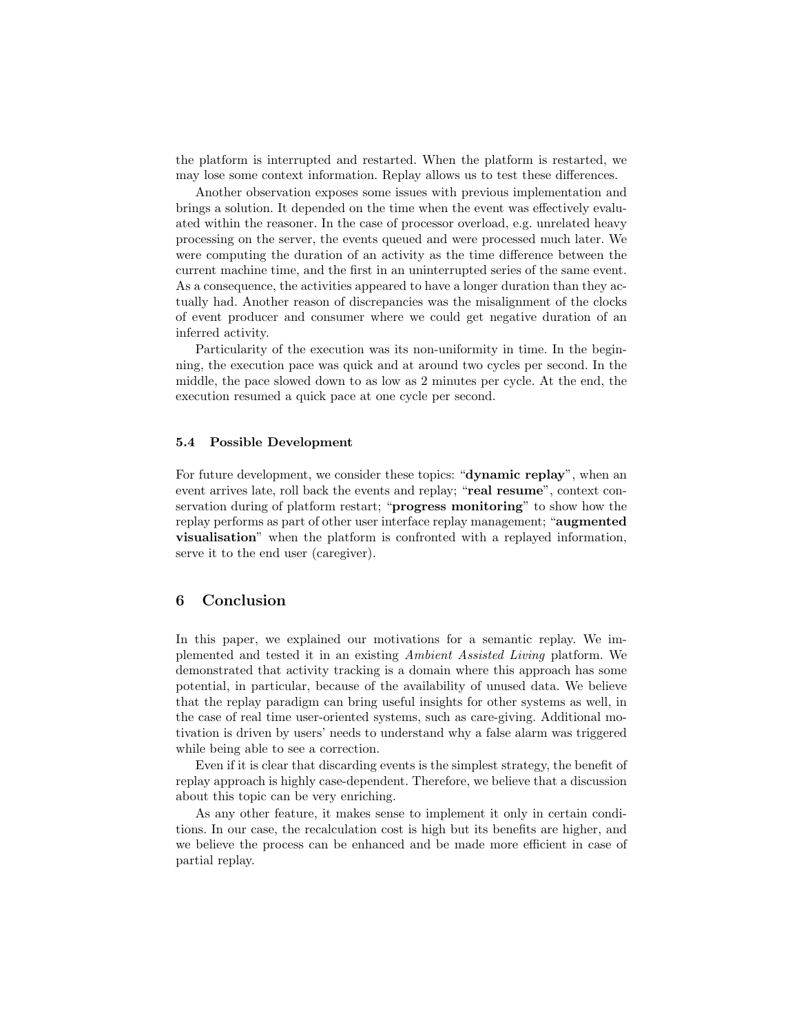the platform is interrupted and restarted. When the platform is restarted, we may lose some context information. Replay allows us to test these differences.

Another observation exposes some issues with previous implementation and brings a solution. It depended on the time when the event was effectively evaluated within the reasoner. In the case of processor overload, e.g. unrelated heavy processing on the server, the events queued and were processed much later. We were computing the duration of an activity as the time difference between the current machine time, and the first in an uninterrupted series of the same event. As a consequence, the activities appeared to have a longer duration than they actually had. Another reason of discrepancies was the misalignment of the clocks of event producer and consumer where we could get negative duration of an inferred activity.

Particularity of the execution was its non-uniformity in time. In the beginning, the execution pace was quick and at around two cycles per second. In the middle, the pace slowed down to as low as 2 minutes per cycle. At the end, the execution resumed a quick pace at one cycle per second.

### 5.4 Possible Development

For future development, we consider these topics: "**dynamic replay**", when an event arrives late, roll back the events and replay; "**real resume**", context conservation during of platform restart; "**progress monitoring**" to show how the replay performs as part of other user interface replay management; "**augmented visualisation**" when the platform is confronted with a replayed information, serve it to the end user (caregiver).

## 6 Conclusion

In this paper, we explained our motivations for a semantic replay. We implemented and tested it in an existing *Ambient Assisted Living* platform. We demonstrated that activity tracking is a domain where this approach has some potential, in particular, because of the availability of unused data. We believe that the replay paradigm can bring useful insights for other systems as well, in the case of real time user-oriented systems, such as care-giving. Additional motivation is driven by users' needs to understand why a false alarm was triggered while being able to see a correction.

Even if it is clear that discarding events is the simplest strategy, the benefit of replay approach is highly case-dependent. Therefore, we believe that a discussion about this topic can be very enriching.

As any other feature, it makes sense to implement it only in certain conditions. In our case, the recalculation cost is high but its benefits are higher, and we believe the process can be enhanced and be made more efficient in case of partial replay.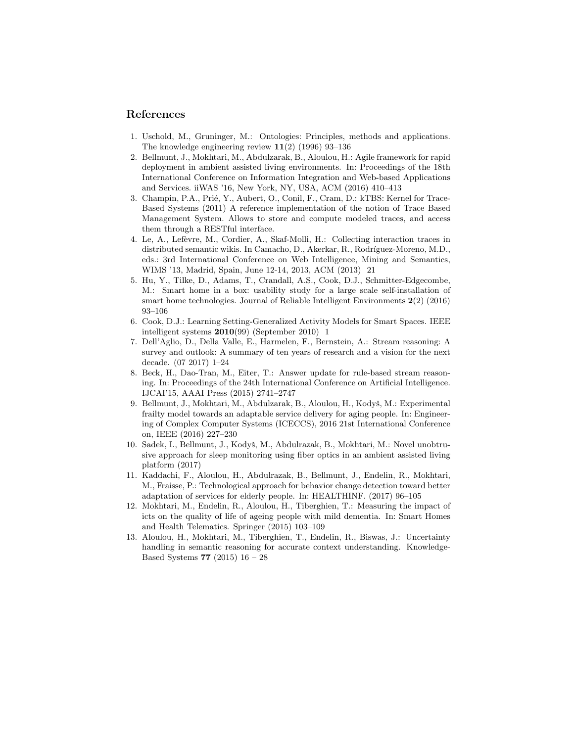## References

1. Uschold, M., Gruninger, M.: Ontologies: Principles, methods and applications. The knowledge engineering review **11**(2) (1996) 93–136
2. Bellmunt, J., Mokhtari, M., Abdulzarak, B., Aloulou, H.: Agile framework for rapid deployment in ambient assisted living environments. In: Proceedings of the 18th International Conference on Information Integration and Web-based Applications and Services. iiWAS '16, New York, NY, USA, ACM (2016) 410–413
3. Champin, P.A., Prié, Y., Aubert, O., Conil, F., Cram, D.: kTBS: Kernel for Trace-Based Systems (2011) A reference implementation of the notion of Trace Based Management System. Allows to store and compute modeled traces, and access them through a RESTful interface.
4. Le, A., Lefèvre, M., Cordier, A., Skaf-Molli, H.: Collecting interaction traces in distributed semantic wikis. In Camacho, D., Akerkar, R., Rodríguez-Moreno, M.D., eds.: 3rd International Conference on Web Intelligence, Mining and Semantics, WIMS '13, Madrid, Spain, June 12-14, 2013, ACM (2013) 21
5. Hu, Y., Tilke, D., Adams, T., Crandall, A.S., Cook, D.J., Schmitter-Edgecombe, M.: Smart home in a box: usability study for a large scale self-installation of smart home technologies. Journal of Reliable Intelligent Environments **2**(2) (2016) 93–106
6. Cook, D.J.: Learning Setting-Generalized Activity Models for Smart Spaces. IEEE intelligent systems **2010**(99) (September 2010) 1
7. Dell'Aglio, D., Della Valle, E., Harmelen, F., Bernstein, A.: Stream reasoning: A survey and outlook: A summary of ten years of research and a vision for the next decade. (07 2017) 1–24
8. Beck, H., Dao-Tran, M., Eiter, T.: Answer update for rule-based stream reasoning. In: Proceedings of the 24th International Conference on Artificial Intelligence. IJCAI'15, AAAI Press (2015) 2741–2747
9. Bellmunt, J., Mokhtari, M., Abdulzarak, B., Aloulou, H., Kodyš, M.: Experimental frailty model towards an adaptable service delivery for aging people. In: Engineering of Complex Computer Systems (ICECCS), 2016 21st International Conference on, IEEE (2016) 227–230
10. Sadek, I., Bellmunt, J., Kodyš, M., Abdulrazak, B., Mokhtari, M.: Novel unobtrusive approach for sleep monitoring using fiber optics in an ambient assisted living platform (2017)
11. Kaddachi, F., Aloulou, H., Abdulrazak, B., Bellmunt, J., Endelin, R., Mokhtari, M., Fraisse, P.: Technological approach for behavior change detection toward better adaptation of services for elderly people. In: HEALTHINF. (2017) 96–105
12. Mokhtari, M., Endelin, R., Aloulou, H., Tiberghien, T.: Measuring the impact of icts on the quality of life of ageing people with mild dementia. In: Smart Homes and Health Telematics. Springer (2015) 103–109
13. Aloulou, H., Mokhtari, M., Tiberghien, T., Endelin, R., Biswas, J.: Uncertainty handling in semantic reasoning for accurate context understanding. Knowledge-Based Systems **77** (2015) 16 – 28